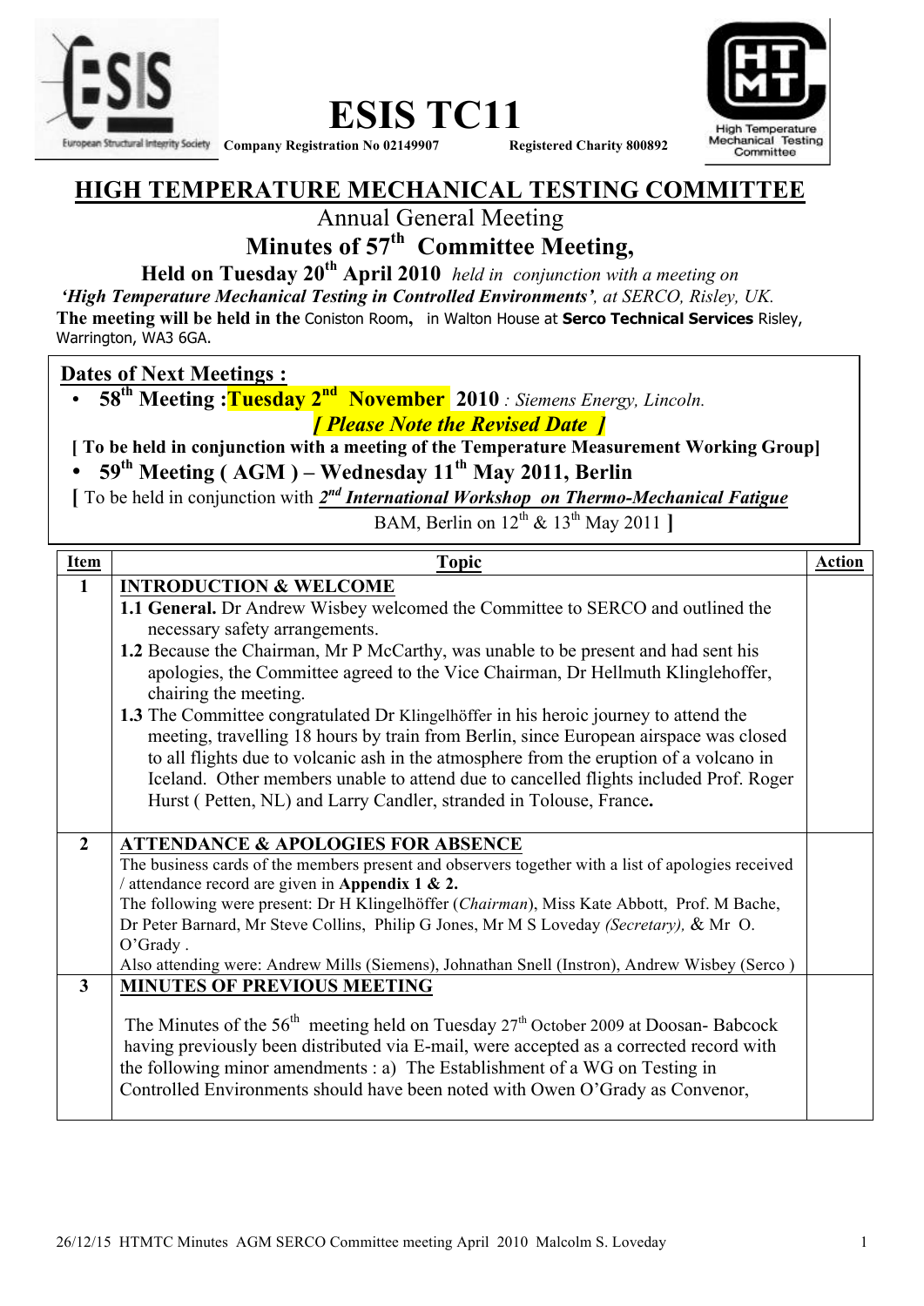# ESIS TC11

**Company Registration No 02149907** **Registered Charity 800892**

High Temperature Mechanical Testing Committee

## HIGH TEMPERATURE MECHANICAL TESTING COMMITTEE

Annual General Meeting

## Minutes of 57th Committee Meeting,

**Held on Tuesday 20th April 2010** *held in conjunction with a meeting on 'High Temperature Mechanical Testing in Controlled Environments', at SERCO, Risley, UK.*

**The meeting will be held in the** Coniston Room**,** in Walton House at **Serco Technical Services** Risley, Warrington, WA3 6GA.

**Dates of Next Meetings :**

- **58th Meeting :Tuesday 2nd November 2010** *: Siemens Energy, Lincoln.*

  ***[ Please Note the Revised Date ]***

**[ To be held in conjunction with a meeting of the Temperature Measurement Working Group]**

- **59th Meeting ( AGM ) – Wednesday 11th May 2011, Berlin**

**[** To be held in conjunction with ***2nd International Workshop on Thermo-Mechanical Fatigue*** BAM, Berlin on 12th & 13th May 2011 **]**

| Item | Topic | Action |
|---|---|---|
| **1** | **INTRODUCTION & WELCOME**<br>**1.1 General.** Dr Andrew Wisbey welcomed the Committee to SERCO and outlined the necessary safety arrangements.<br>**1.2** Because the Chairman, Mr P McCarthy, was unable to be present and had sent his apologies, the Committee agreed to the Vice Chairman, Dr Hellmuth Klinglehoffer, chairing the meeting.<br>**1.3** The Committee congratulated Dr Klingelhöffer in his heroic journey to attend the meeting, travelling 18 hours by train from Berlin, since European airspace was closed to all flights due to volcanic ash in the atmosphere from the eruption of a volcano in Iceland. Other members unable to attend due to cancelled flights included Prof. Roger Hurst ( Petten, NL) and Larry Candler, stranded in Tolouse, France**.** | |
| **2** | **ATTENDANCE & APOLOGIES FOR ABSENCE**<br>The business cards of the members present and observers together with a list of apologies received / attendance record are given in **Appendix 1 & 2.**<br>The following were present: Dr H Klingelhöffer (*Chairman*), Miss Kate Abbott, Prof. M Bache, Dr Peter Barnard, Mr Steve Collins, Philip G Jones, Mr M S Loveday *(Secretary),* & Mr O. O'Grady .<br>Also attending were: Andrew Mills (Siemens), Johnathan Snell (Instron), Andrew Wisbey (Serco ) | |
| **3** | **MINUTES OF PREVIOUS MEETING**<br>The Minutes of the 56th meeting held on Tuesday 27th October 2009 at Doosan- Babcock having previously been distributed via E-mail, were accepted as a corrected record with the following minor amendments : a) The Establishment of a WG on Testing in Controlled Environments should have been noted with Owen O'Grady as Convenor, | |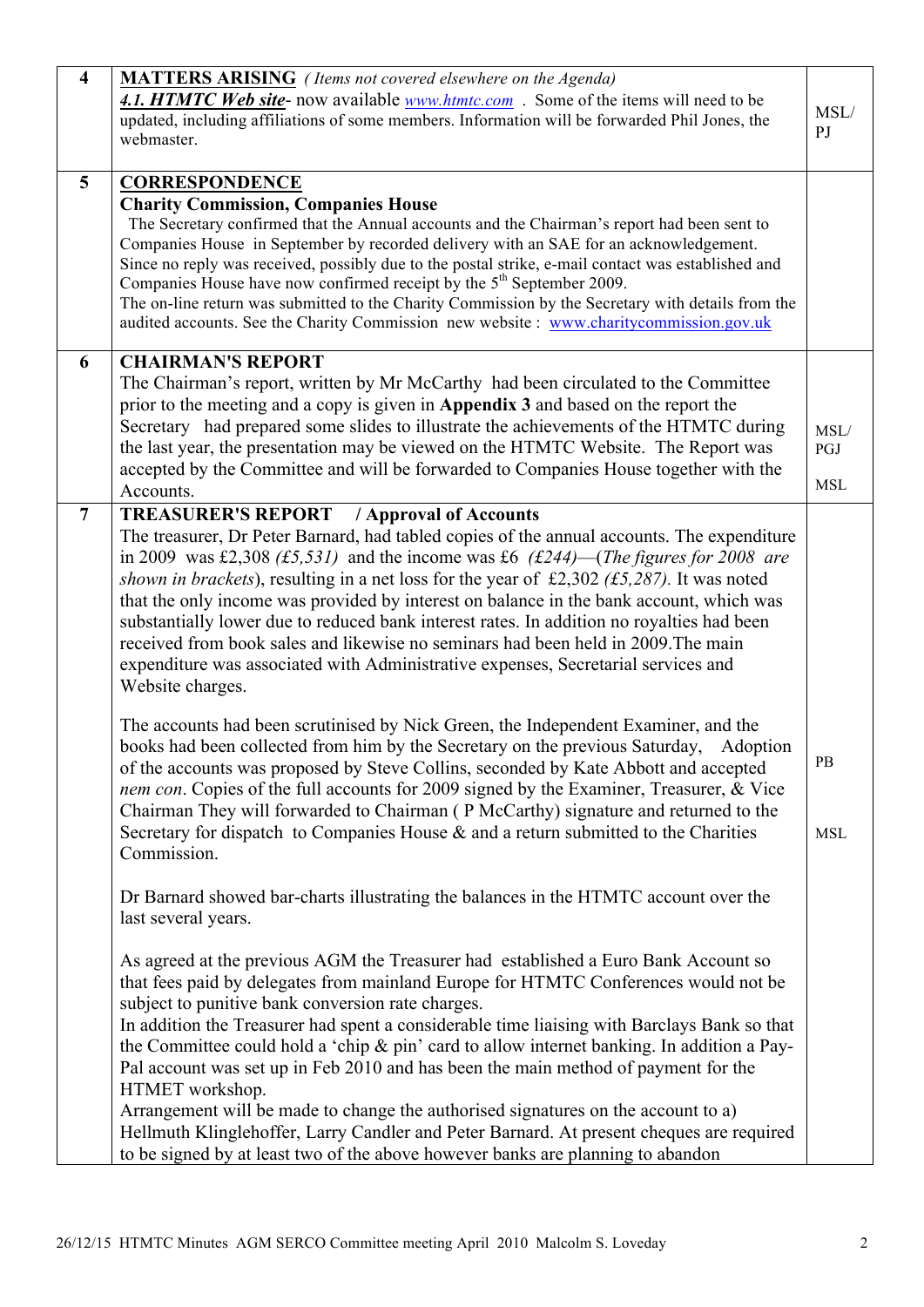| | | |
|---|---|---|
| **4** | **MATTERS ARISING** *( Items not covered elsewhere on the Agenda)*<br>***4.1. HTMTC Web site***- now available *www.htmtc.com* . Some of the items will need to be updated, including affiliations of some members. Information will be forwarded Phil Jones, the webmaster. | MSL/ PJ |
| **5** | **CORRESPONDENCE**<br>**Charity Commission, Companies House**<br>The Secretary confirmed that the Annual accounts and the Chairman's report had been sent to Companies House in September by recorded delivery with an SAE for an acknowledgement. Since no reply was received, possibly due to the postal strike, e-mail contact was established and Companies House have now confirmed receipt by the 5th September 2009.<br>The on-line return was submitted to the Charity Commission by the Secretary with details from the audited accounts. See the Charity Commission new website : www.charitycommission.gov.uk | |
| **6** | **CHAIRMAN'S REPORT**<br>The Chairman's report, written by Mr McCarthy had been circulated to the Committee prior to the meeting and a copy is given in **Appendix 3** and based on the report the Secretary had prepared some slides to illustrate the achievements of the HTMTC during the last year, the presentation may be viewed on the HTMTC Website. The Report was accepted by the Committee and will be forwarded to Companies House together with the Accounts. | MSL/ PGJ<br><br>MSL |
| **7** | **TREASURER'S REPORT / Approval of Accounts**<br>The treasurer, Dr Peter Barnard, had tabled copies of the annual accounts. The expenditure in 2009 was £2,308 *(£5,531)* and the income was £6 *(£244)*—(*The figures for 2008 are shown in brackets*), resulting in a net loss for the year of £2,302 *(£5,287).* It was noted that the only income was provided by interest on balance in the bank account, which was substantially lower due to reduced bank interest rates. In addition no royalties had been received from book sales and likewise no seminars had been held in 2009.The main expenditure was associated with Administrative expenses, Secretarial services and Website charges.<br><br>The accounts had been scrutinised by Nick Green, the Independent Examiner, and the books had been collected from him by the Secretary on the previous Saturday, Adoption of the accounts was proposed by Steve Collins, seconded by Kate Abbott and accepted *nem con*. Copies of the full accounts for 2009 signed by the Examiner, Treasurer, & Vice Chairman They will forwarded to Chairman ( P McCarthy) signature and returned to the Secretary for dispatch to Companies House & and a return submitted to the Charities Commission.<br><br>Dr Barnard showed bar-charts illustrating the balances in the HTMTC account over the last several years.<br><br>As agreed at the previous AGM the Treasurer had established a Euro Bank Account so that fees paid by delegates from mainland Europe for HTMTC Conferences would not be subject to punitive bank conversion rate charges.<br>In addition the Treasurer had spent a considerable time liaising with Barclays Bank so that the Committee could hold a 'chip & pin' card to allow internet banking. In addition a Pay-Pal account was set up in Feb 2010 and has been the main method of payment for the HTMET workshop.<br>Arrangement will be made to change the authorised signatures on the account to a) Hellmuth Klinglehoffer, Larry Candler and Peter Barnard. At present cheques are required to be signed by at least two of the above however banks are planning to abandon | PB<br><br>MSL |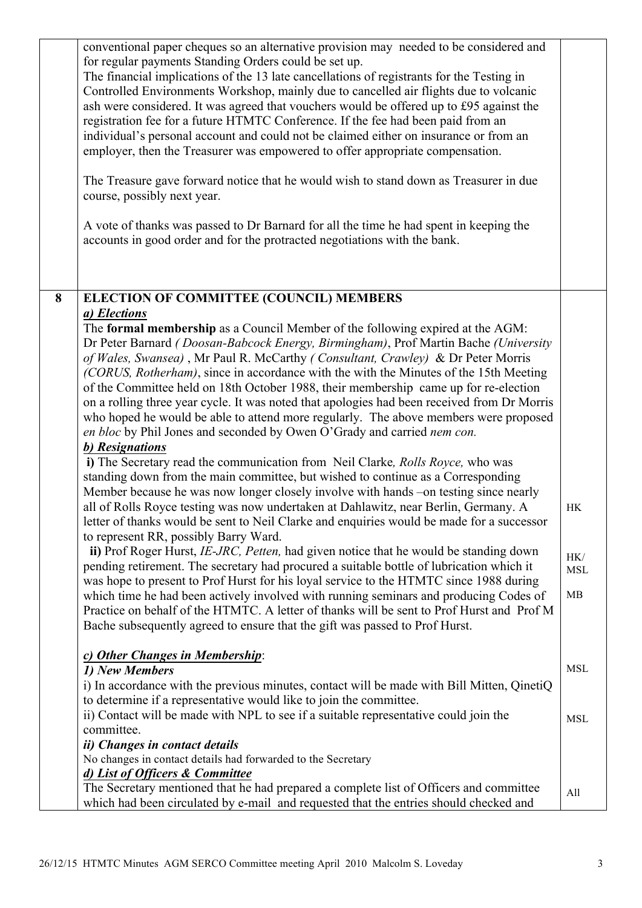| | | |
|---|---|---|
| | conventional paper cheques so an alternative provision may needed to be considered and for regular payments Standing Orders could be set up.<br>The financial implications of the 13 late cancellations of registrants for the Testing in Controlled Environments Workshop, mainly due to cancelled air flights due to volcanic ash were considered. It was agreed that vouchers would be offered up to £95 against the registration fee for a future HTMTC Conference. If the fee had been paid from an individual's personal account and could not be claimed either on insurance or from an employer, then the Treasurer was empowered to offer appropriate compensation.<br><br>The Treasure gave forward notice that he would wish to stand down as Treasurer in due course, possibly next year.<br><br>A vote of thanks was passed to Dr Barnard for all the time he had spent in keeping the accounts in good order and for the protracted negotiations with the bank. | |
| **8** | **ELECTION OF COMMITTEE (COUNCIL) MEMBERS**<br>***a) Elections***<br>The **formal membership** as a Council Member of the following expired at the AGM: Dr Peter Barnard *( Doosan-Babcock Energy, Birmingham)*, Prof Martin Bache *(University of Wales, Swansea)* , Mr Paul R. McCarthy *( Consultant, Crawley)* & Dr Peter Morris *(CORUS, Rotherham)*, since in accordance with the with the Minutes of the 15th Meeting of the Committee held on 18th October 1988, their membership came up for re-election on a rolling three year cycle. It was noted that apologies had been received from Dr Morris who hoped he would be able to attend more regularly. The above members were proposed *en bloc* by Phil Jones and seconded by Owen O'Grady and carried *nem con.*<br>***b) Resignations***<br>**i)** The Secretary read the communication from Neil Clarke*, Rolls Royce,* who was standing down from the main committee, but wished to continue as a Corresponding Member because he was now longer closely involve with hands –on testing since nearly all of Rolls Royce testing was now undertaken at Dahlawitz, near Berlin, Germany. A letter of thanks would be sent to Neil Clarke and enquiries would be made for a successor to represent RR, possibly Barry Ward.<br>**ii)** Prof Roger Hurst, *IE-JRC, Petten,* had given notice that he would be standing down pending retirement. The secretary had procured a suitable bottle of lubrication which it was hope to present to Prof Hurst for his loyal service to the HTMTC since 1988 during which time he had been actively involved with running seminars and producing Codes of Practice on behalf of the HTMTC. A letter of thanks will be sent to Prof Hurst and Prof M Bache subsequently agreed to ensure that the gift was passed to Prof Hurst.<br><br>***c) Other Changes in Membership***:<br>***1) New Members***<br>i) In accordance with the previous minutes, contact will be made with Bill Mitten, QinetiQ to determine if a representative would like to join the committee.<br>ii) Contact will be made with NPL to see if a suitable representative could join the committee.<br>***ii) Changes in contact details***<br>No changes in contact details had forwarded to the Secretary<br>***d) List of Officers & Committee***<br>The Secretary mentioned that he had prepared a complete list of Officers and committee which had been circulated by e-mail and requested that the entries should checked and | HK<br><br>HK/ MSL<br><br>MB<br><br>MSL<br><br>MSL<br><br>All |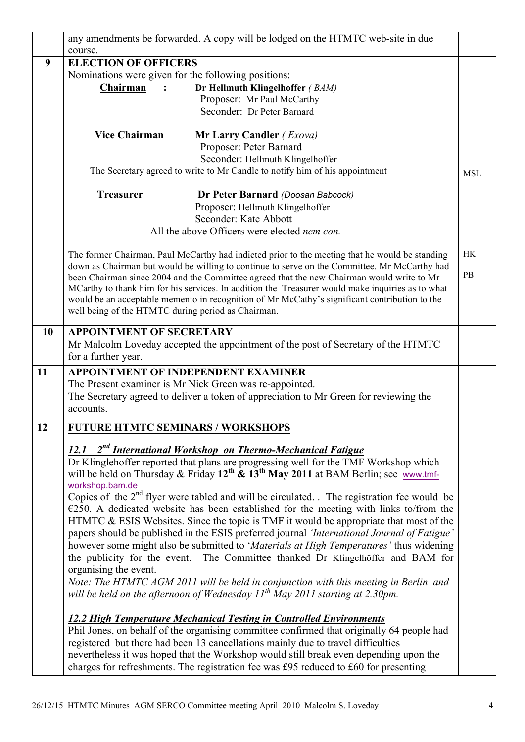| | | |
|---|---|---|
| | any amendments be forwarded. A copy will be lodged on the HTMTC web-site in due course. | |
| **9** | **ELECTION OF OFFICERS**<br>Nominations were given for the following positions:<br>**Chairman** : **Dr Hellmuth Klingelhoffer** *( BAM)*<br>Proposer: Mr Paul McCarthy<br>Seconder: Dr Peter Barnard<br><br>**Vice Chairman** **Mr Larry Candler** *( Exova)*<br>Proposer: Peter Barnard<br>Seconder: Hellmuth Klingelhoffer<br>The Secretary agreed to write to Mr Candle to notify him of his appointment<br><br>**Treasurer** **Dr Peter Barnard** *(Doosan Babcock)*<br>Proposer: Hellmuth Klingelhoffer<br>Seconder: Kate Abbott<br>All the above Officers were elected *nem con.*<br><br>The former Chairman, Paul McCarthy had indicted prior to the meeting that he would be standing down as Chairman but would be willing to continue to serve on the Committee. Mr McCarthy had been Chairman since 2004 and the Committee agreed that the new Chairman would write to Mr MCarthy to thank him for his services. In addition the Treasurer would make inquiries as to what would be an acceptable memento in recognition of Mr McCathy's significant contribution to the well being of the HTMTC during period as Chairman. | MSL<br><br>HK<br><br>PB |
| **10** | **APPOINTMENT OF SECRETARY**<br>Mr Malcolm Loveday accepted the appointment of the post of Secretary of the HTMTC for a further year. | |
| **11** | **APPOINTMENT OF INDEPENDENT EXAMINER**<br>The Present examiner is Mr Nick Green was re-appointed.<br>The Secretary agreed to deliver a token of appreciation to Mr Green for reviewing the accounts. | |
| **12** | **FUTURE HTMTC SEMINARS / WORKSHOPS**<br><br>***12.1 2nd International Workshop on Thermo-Mechanical Fatigue***<br>Dr Klinglehoffer reported that plans are progressing well for the TMF Workshop which will be held on Thursday & Friday **12th & 13th May 2011** at BAM Berlin; see www.tmf-workshop.bam.de<br>Copies of the 2nd flyer were tabled and will be circulated. . The registration fee would be €250. A dedicated website has been established for the meeting with links to/from the HTMTC & ESIS Websites. Since the topic is TMF it would be appropriate that most of the papers should be published in the ESIS preferred journal *'International Journal of Fatigue'* however some might also be submitted to '*Materials at High Temperatures'* thus widening the publicity for the event. The Committee thanked Dr Klingelhöffer and BAM for organising the event.<br>*Note: The HTMTC AGM 2011 will be held in conjunction with this meeting in Berlin and will be held on the afternoon of Wednesday 11th May 2011 starting at 2.30pm.*<br><br>***12.2 High Temperature Mechanical Testing in Controlled Environments***<br>Phil Jones, on behalf of the organising committee confirmed that originally 64 people had registered but there had been 13 cancellations mainly due to travel difficulties nevertheless it was hoped that the Workshop would still break even depending upon the charges for refreshments. The registration fee was £95 reduced to £60 for presenting | |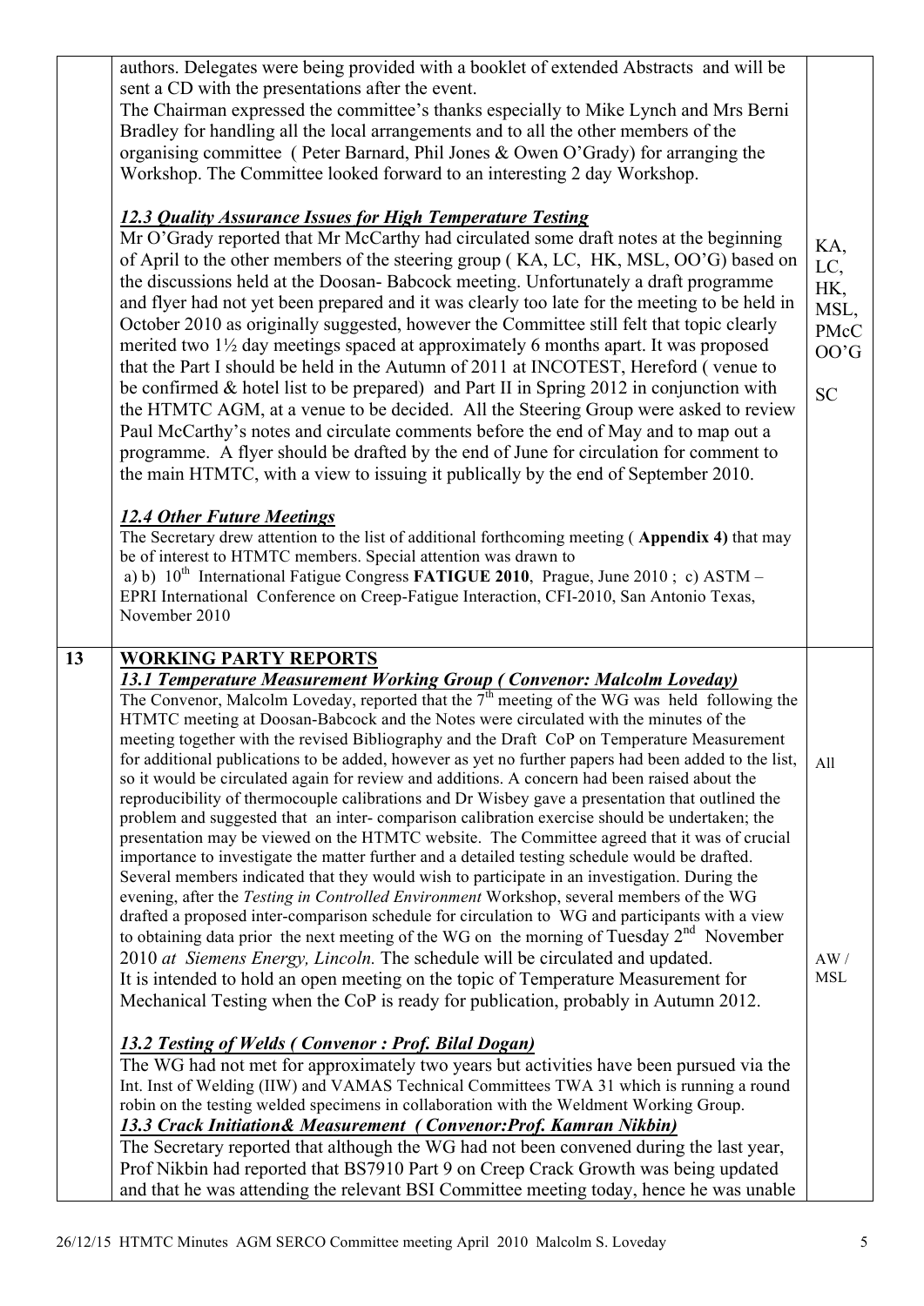| | | |
|---|---|---|
| | authors. Delegates were being provided with a booklet of extended Abstracts and will be sent a CD with the presentations after the event.<br>The Chairman expressed the committee's thanks especially to Mike Lynch and Mrs Berni Bradley for handling all the local arrangements and to all the other members of the organising committee ( Peter Barnard, Phil Jones & Owen O'Grady) for arranging the Workshop. The Committee looked forward to an interesting 2 day Workshop.<br><br>***12.3 Quality Assurance Issues for High Temperature Testing***<br>Mr O'Grady reported that Mr McCarthy had circulated some draft notes at the beginning of April to the other members of the steering group ( KA, LC, HK, MSL, OO'G) based on the discussions held at the Doosan- Babcock meeting. Unfortunately a draft programme and flyer had not yet been prepared and it was clearly too late for the meeting to be held in October 2010 as originally suggested, however the Committee still felt that topic clearly merited two 1½ day meetings spaced at approximately 6 months apart. It was proposed that the Part I should be held in the Autumn of 2011 at INCOTEST, Hereford ( venue to be confirmed & hotel list to be prepared) and Part II in Spring 2012 in conjunction with the HTMTC AGM, at a venue to be decided. All the Steering Group were asked to review Paul McCarthy's notes and circulate comments before the end of May and to map out a programme. A flyer should be drafted by the end of June for circulation for comment to the main HTMTC, with a view to issuing it publically by the end of September 2010.<br><br>***12.4 Other Future Meetings***<br>The Secretary drew attention to the list of additional forthcoming meeting ( **Appendix 4)** that may be of interest to HTMTC members. Special attention was drawn to<br>a) b) 10th International Fatigue Congress **FATIGUE 2010**, Prague, June 2010 ; c) ASTM – EPRI International Conference on Creep-Fatigue Interaction, CFI-2010, San Antonio Texas, November 2010 | KA, LC, HK, MSL, PMcC OO'G<br><br>SC |
| **13** | **WORKING PARTY REPORTS**<br>***13.1 Temperature Measurement Working Group ( Convenor: Malcolm Loveday)***<br>The Convenor, Malcolm Loveday, reported that the 7th meeting of the WG was held following the HTMTC meeting at Doosan-Babcock and the Notes were circulated with the minutes of the meeting together with the revised Bibliography and the Draft CoP on Temperature Measurement for additional publications to be added, however as yet no further papers had been added to the list, so it would be circulated again for review and additions. A concern had been raised about the reproducibility of thermocouple calibrations and Dr Wisbey gave a presentation that outlined the problem and suggested that an inter- comparison calibration exercise should be undertaken; the presentation may be viewed on the HTMTC website. The Committee agreed that it was of crucial importance to investigate the matter further and a detailed testing schedule would be drafted. Several members indicated that they would wish to participate in an investigation. During the evening, after the *Testing in Controlled Environment* Workshop, several members of the WG drafted a proposed inter-comparison schedule for circulation to WG and participants with a view to obtaining data prior the next meeting of the WG on the morning of Tuesday 2nd November 2010 *at Siemens Energy, Lincoln.* The schedule will be circulated and updated.<br>It is intended to hold an open meeting on the topic of Temperature Measurement for Mechanical Testing when the CoP is ready for publication, probably in Autumn 2012.<br><br>***13.2 Testing of Welds ( Convenor : Prof. Bilal Dogan)***<br>The WG had not met for approximately two years but activities have been pursued via the Int. Inst of Welding (IIW) and VAMAS Technical Committees TWA 31 which is running a round robin on the testing welded specimens in collaboration with the Weldment Working Group.<br>***13.3 Crack Initiation& Measurement ( Convenor:Prof. Kamran Nikbin)***<br>The Secretary reported that although the WG had not been convened during the last year, Prof Nikbin had reported that BS7910 Part 9 on Creep Crack Growth was being updated and that he was attending the relevant BSI Committee meeting today, hence he was unable | All<br><br>AW / MSL |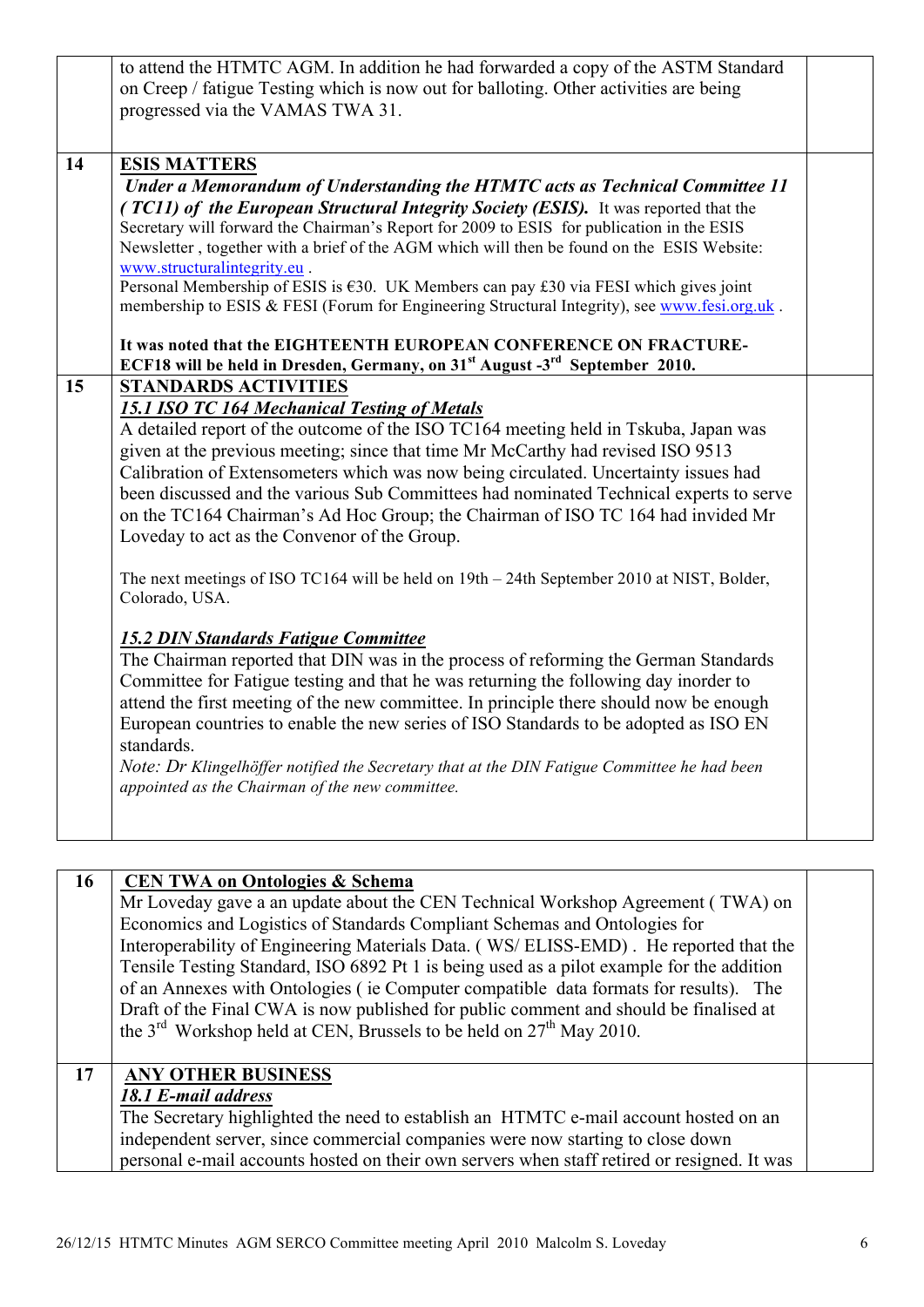| | | |
|---|---|---|
| | to attend the HTMTC AGM. In addition he had forwarded a copy of the ASTM Standard on Creep / fatigue Testing which is now out for balloting. Other activities are being progressed via the VAMAS TWA 31. | |
| 14 | **ESIS MATTERS**<br>***Under a Memorandum of Understanding the HTMTC acts as Technical Committee 11 ( TC11) of the European Structural Integrity Society (ESIS).*** It was reported that the Secretary will forward the Chairman's Report for 2009 to ESIS for publication in the ESIS Newsletter , together with a brief of the AGM which will then be found on the ESIS Website: www.structuralintegrity.eu .<br>Personal Membership of ESIS is €30. UK Members can pay £30 via FESI which gives joint membership to ESIS & FESI (Forum for Engineering Structural Integrity), see www.fesi.org.uk .<br><br>**It was noted that the EIGHTEENTH EUROPEAN CONFERENCE ON FRACTURE-ECF18 will be held in Dresden, Germany, on 31st August -3rd September 2010.** | |
| 15 | **STANDARDS ACTIVITIES**<br>***15.1 ISO TC 164 Mechanical Testing of Metals***<br>A detailed report of the outcome of the ISO TC164 meeting held in Tskuba, Japan was given at the previous meeting; since that time Mr McCarthy had revised ISO 9513 Calibration of Extensometers which was now being circulated. Uncertainty issues had been discussed and the various Sub Committees had nominated Technical experts to serve on the TC164 Chairman's Ad Hoc Group; the Chairman of ISO TC 164 had invided Mr Loveday to act as the Convenor of the Group.<br><br>The next meetings of ISO TC164 will be held on 19th – 24th September 2010 at NIST, Bolder, Colorado, USA.<br><br>***15.2 DIN Standards Fatigue Committee***<br>The Chairman reported that DIN was in the process of reforming the German Standards Committee for Fatigue testing and that he was returning the following day inorder to attend the first meeting of the new committee. In principle there should now be enough European countries to enable the new series of ISO Standards to be adopted as ISO EN standards.<br>*Note: Dr Klingelhöffer notified the Secretary that at the DIN Fatigue Committee he had been appointed as the Chairman of the new committee.* | |

| | | |
|---|---|---|
| 16 | **CEN TWA on Ontologies & Schema**<br>Mr Loveday gave a an update about the CEN Technical Workshop Agreement ( TWA) on Economics and Logistics of Standards Compliant Schemas and Ontologies for Interoperability of Engineering Materials Data. ( WS/ ELISS-EMD) . He reported that the Tensile Testing Standard, ISO 6892 Pt 1 is being used as a pilot example for the addition of an Annexes with Ontologies ( ie Computer compatible data formats for results). The Draft of the Final CWA is now published for public comment and should be finalised at the 3rd Workshop held at CEN, Brussels to be held on 27th May 2010. | |
| 17 | **ANY OTHER BUSINESS**<br>***18.1 E-mail address***<br>The Secretary highlighted the need to establish an HTMTC e-mail account hosted on an independent server, since commercial companies were now starting to close down personal e-mail accounts hosted on their own servers when staff retired or resigned. It was | |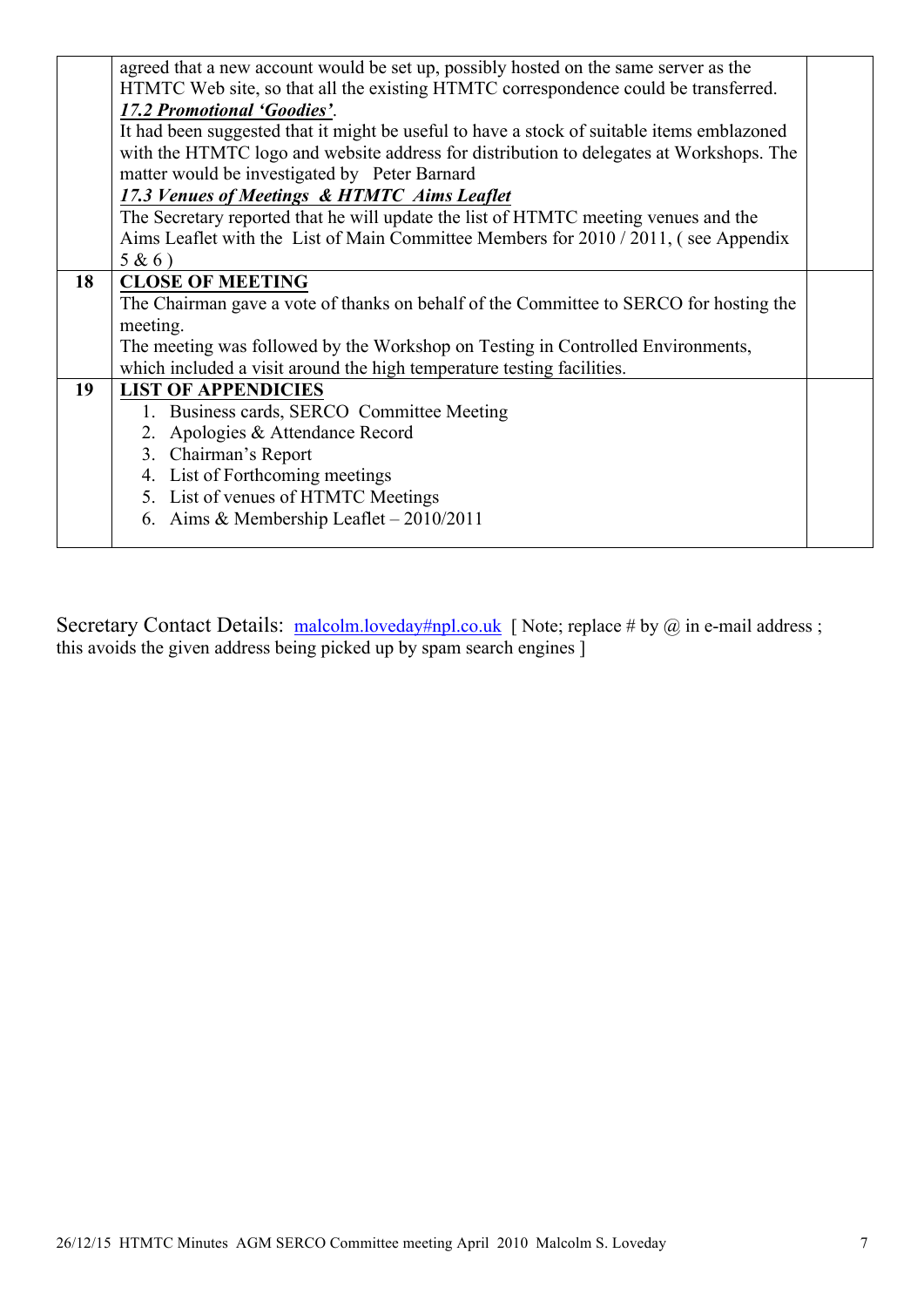| | | |
|---|---|---|
| | agreed that a new account would be set up, possibly hosted on the same server as the HTMTC Web site, so that all the existing HTMTC correspondence could be transferred.<br>***17.2 Promotional 'Goodies'***.<br>It had been suggested that it might be useful to have a stock of suitable items emblazoned with the HTMTC logo and website address for distribution to delegates at Workshops. The matter would be investigated by Peter Barnard<br>***17.3 Venues of Meetings & HTMTC Aims Leaflet***<br>The Secretary reported that he will update the list of HTMTC meeting venues and the Aims Leaflet with the List of Main Committee Members for 2010 / 2011, ( see Appendix 5 & 6 ) | |
| **18** | **CLOSE OF MEETING**<br>The Chairman gave a vote of thanks on behalf of the Committee to SERCO for hosting the meeting.<br>The meeting was followed by the Workshop on Testing in Controlled Environments, which included a visit around the high temperature testing facilities. | |
| **19** | **LIST OF APPENDICIES**<br>1. Business cards, SERCO Committee Meeting<br>2. Apologies & Attendance Record<br>3. Chairman's Report<br>4. List of Forthcoming meetings<br>5. List of venues of HTMTC Meetings<br>6. Aims & Membership Leaflet – 2010/2011 | |

Secretary Contact Details: malcolm.loveday#npl.co.uk [ Note; replace # by @ in e-mail address ; this avoids the given address being picked up by spam search engines ]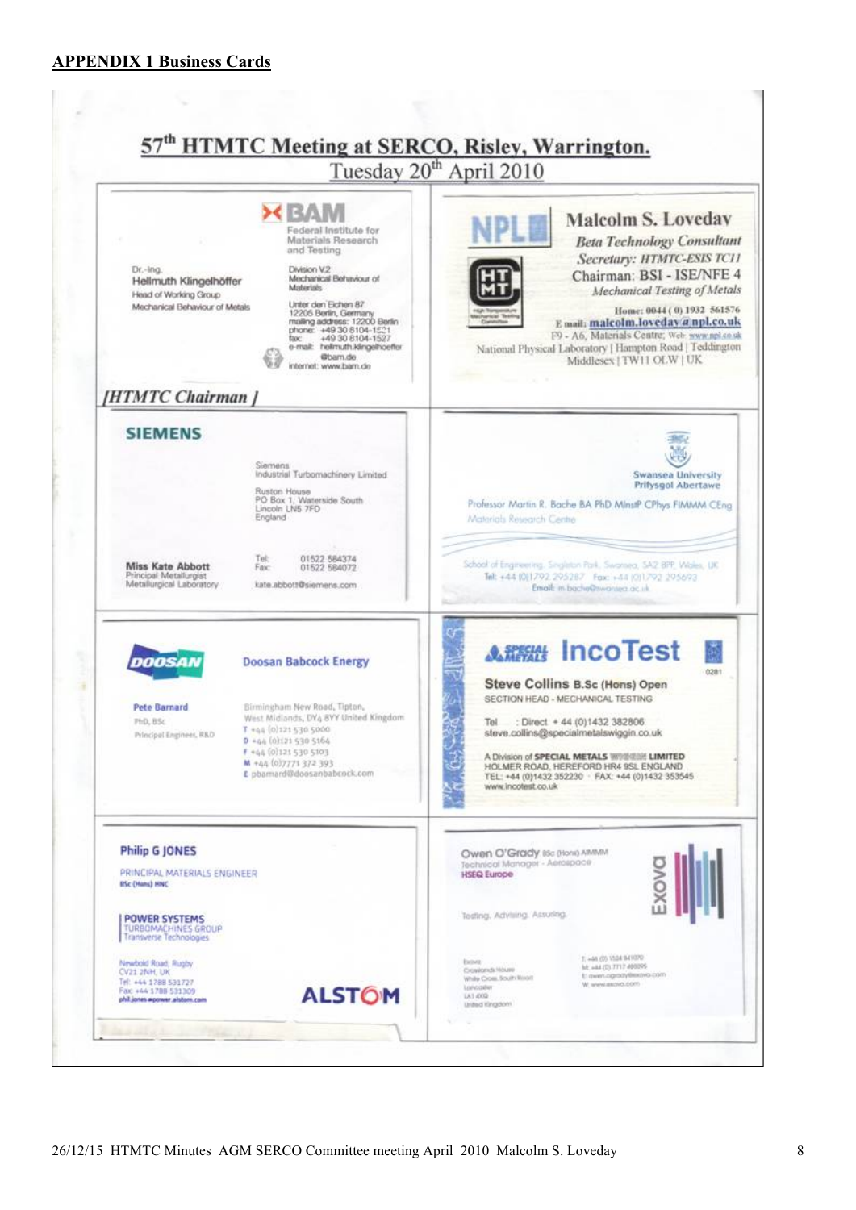## APPENDIX 1 Business Cards

# 57th HTMTC Meeting at SERCO, Risley, Warrington.

Tuesday 20th April 2010

**BAM** Federal Institute for Materials Research and Testing

Dr.-Ing. Hellmuth Klingelhöffer
Head of Working Group
Mechanical Behaviour of Metals

Division V.2
Mechanical Behaviour of Materials

Unter den Eichen 87
12205 Berlin, Germany
mailing address: 12200 Berlin
phone: +49 30 8104-1521
fax: +49 30 8104-1527
e-mail: hellmuth.klingelhoeffer@bam.de
internet: www.bam.de

*[HTMTC Chairman ]*

---

**NPL** **HT MT** High Temperature Mechanical Testing Committee

**Malcolm S. Loveday**
*Beta Technology Consultant*
*Secretary: HTMTC-ESIS TC11*
Chairman: BSI - ISE/NFE 4
*Mechanical Testing of Metals*

Home: 0044 ( 0) 1932 561576
E mail: malcolm.loveday@npl.co.uk
F9 - A6, Materials Centre; Web: www.npl.co.uk
National Physical Laboratory | Hampton Road | Teddington
Middlesex | TW11 OLW | UK

---

**SIEMENS**

Siemens
Industrial Turbomachinery Limited

Ruston House
PO Box 1, Waterside South
Lincoln LN5 7FD
England

**Miss Kate Abbott**
Principal Metallurgist
Metallurgical Laboratory

Tel: 01522 584374
Fax: 01522 584072
kate.abbott@siemens.com

---

Swansea University
Prifysgol Abertawe

Professor Martin R. Bache BA PhD MInstP CPhys FIMMM CEng
Materials Research Centre

School of Engineering, Singleton Park, Swansea, SA2 8PP, Wales, UK
Tel: +44 (0)1792 295287 Fax: +44 (0)1792 295693
Email: m.bache@swansea.ac.uk

---

**DOOSAN** Doosan Babcock Energy

**Pete Barnard**
PhD, BSc
Principal Engineer, R&D

Birmingham New Road, Tipton,
West Midlands, DY4 8YY United Kingdom
T +44 (0)121 530 5000
D +44 (0)121 530 5164
F +44 (0)121 530 5103
M +44 (0)7771 372 393
E pbarnard@doosanbabcock.com

---

**SPECIAL METALS** **IncoTest**

**Steve Collins B.Sc (Hons) Open**
SECTION HEAD - MECHANICAL TESTING

Tel : Direct + 44 (0)1432 382806
steve.collins@specialmetalswiggin.co.uk

A Division of SPECIAL METALS WIGGIN LIMITED
HOLMER ROAD, HEREFORD HR4 9SL ENGLAND
TEL: +44 (0)1432 352230 · FAX: +44 (0)1432 353545
www.incotest.co.uk

---

**Philip G JONES**
PRINCIPAL MATERIALS ENGINEER
BSc (Hons) HNC

POWER SYSTEMS
TURBOMACHINES GROUP
Transverse Technologies

Newbold Road, Rugby
CV21 2NH, UK
Tel: +44 1788 531727
Fax: +44 1788 531309
phil.jones@power.alstom.com

**ALSTOM**

---

Owen O'Grady BSc (Hons) AMIMM
Technical Manager - Aerospace
HSEQ Europe

**Exova**

Testing. Advising. Assuring.

Exova
Crosslands House
White Cross, South Road
Lancaster
LA1 4XQ
United Kingdom

T: +44 (0) 1524 841070
M: +44 (0) 7717 489095
E: owen.ogrady@exova.com
W: www.exova.com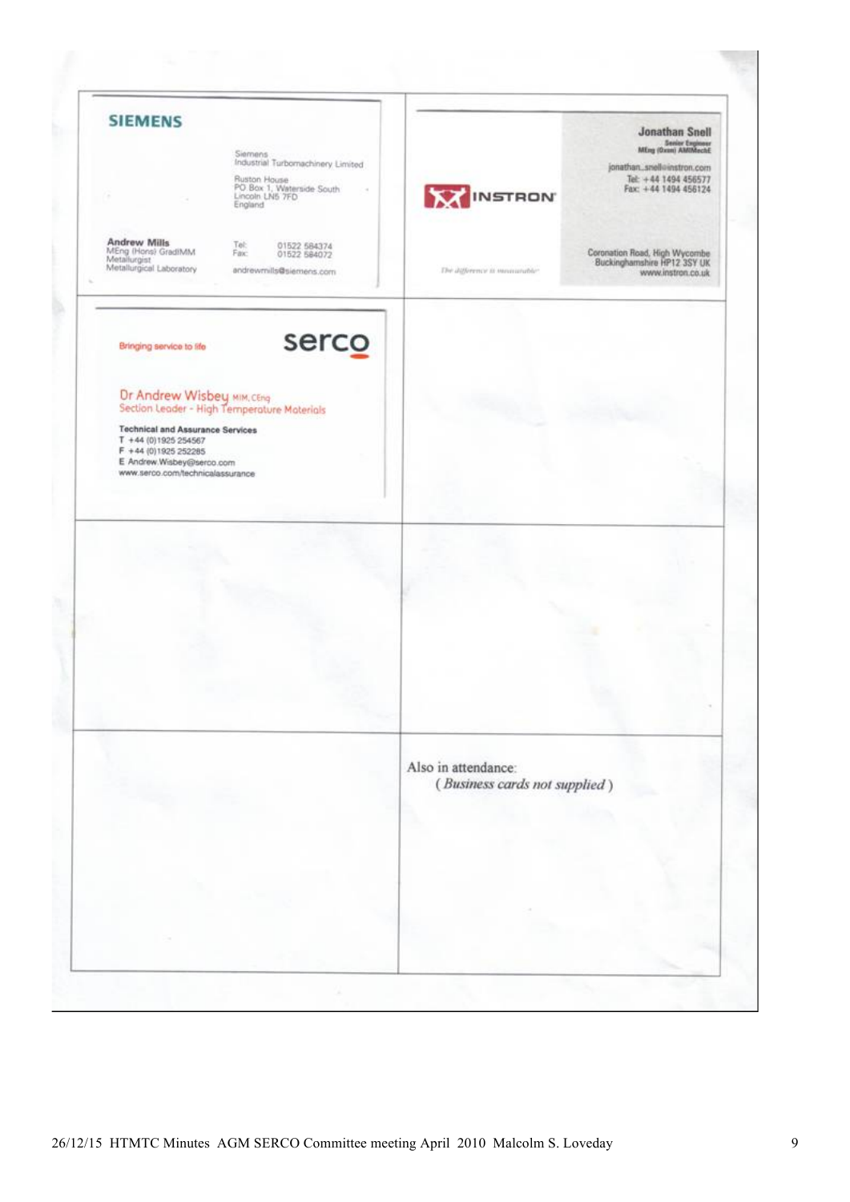**SIEMENS**

Siemens
Industrial Turbomachinery Limited

Ruston House
PO Box 1, Waterside South
Lincoln LN5 7FD
England

**Andrew Mills**
MEng (Hons) GradIMM
Metallurgist
Metallurgical Laboratory

Tel: 01522 584374
Fax: 01522 584072

andrewmills@siemens.com

---

INSTRON

The difference is measurable

**Jonathan Snell**
Senior Engineer
MEng (Oxon) AMIMechE

jonathan_snell@instron.com
Tel: +44 1494 456577
Fax: +44 1494 456124

Coronation Road, High Wycombe
Buckinghamshire HP12 3SY UK
www.instron.co.uk

---

Bringing service to life

serco

Dr Andrew Wisbey MIM, CEng
Section Leader - High Temperature Materials

**Technical and Assurance Services**
T +44 (0)1925 254567
F +44 (0)1925 252285
E Andrew.Wisbey@serco.com
www.serco.com/technicalassurance

---

Also in attendance:
( *Business cards not supplied* )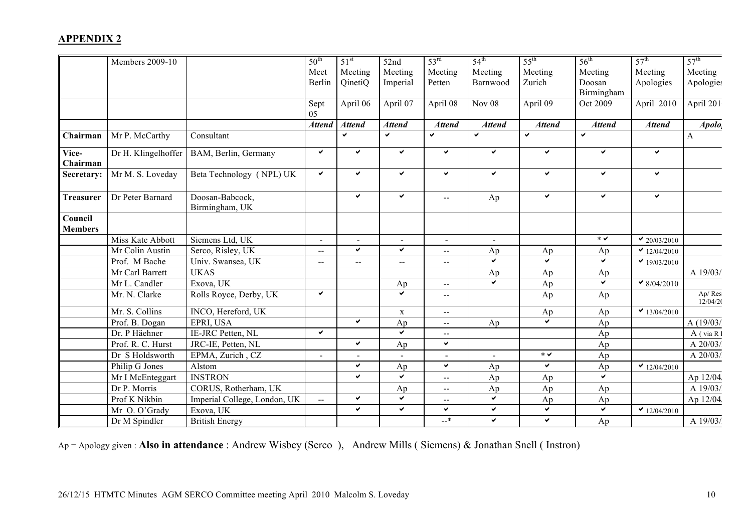## APPENDIX 2

| | Members 2009-10 | | 50th Meet Berlin | 51st Meeting QinetiQ | 52nd Meeting Imperial | 53rd Meeting Petten | 54th Meeting Barnwood | 55th Meeting Zurich | 56th Meeting Doosan Birmingham | 57th Meeting Apologies | 57th Meeting Apologies |
|---|---|---|---|---|---|---|---|---|---|---|---|
| | | | Sept 05 | April 06 | April 07 | April 08 | Nov 08 | April 09 | Oct 2009 | April 2010 | April 201 |
| | | | *Attend* | *Attend* | *Attend* | *Attend* | *Attend* | *Attend* | *Attend* | *Attend* | *Apolo* |
| **Chairman** | Mr P. McCarthy | Consultant | | ✔ | ✔ | ✔ | ✔ | ✔ | ✔ | | A |
| **Vice-Chairman** | Dr H. Klingelhoffer | BAM, Berlin, Germany | ✔ | ✔ | ✔ | ✔ | ✔ | ✔ | ✔ | ✔ | |
| **Secretary:** | Mr M. S. Loveday | Beta Technology ( NPL) UK | ✔ | ✔ | ✔ | ✔ | ✔ | ✔ | ✔ | ✔ | |
| **Treasurer** | Dr Peter Barnard | Doosan-Babcock, Birmingham, UK | | ✔ | ✔ | -- | Ap | ✔ | ✔ | ✔ | |
| **Council Members** | | | | | | | | | | | |
| | Miss Kate Abbott | Siemens Ltd, UK | - | - | - | - | - | | * ✔ | ✔ 20/03/2010 | |
| | Mr Colin Austin | Serco, Risley, UK | -- | ✔ | ✔ | -- | Ap | Ap | Ap | ✔ 12/04/2010 | |
| | Prof. M Bache | Univ. Swansea, UK | -- | -- | -- | -- | ✔ | ✔ | ✔ | ✔ 19/03/2010 | |
| | Mr Carl Barrett | UKAS | | | | | Ap | Ap | Ap | | A 19/03/ |
| | Mr L. Candler | Exova, UK | | | Ap | -- | ✔ | Ap | ✔ | ✔ 8/04/2010 | |
| | Mr. N. Clarke | Rolls Royce, Derby, UK | ✔ | | ✔ | -- | | Ap | Ap | | Ap/ Res 12/04/2( |
| | Mr. S. Collins | INCO, Hereford, UK | | | x | -- | | Ap | Ap | ✔ 13/04/2010 | |
| | Prof. B. Dogan | EPRI, USA | | ✔ | Ap | -- | Ap | ✔ | Ap | | A (19/03/ |
| | Dr. P Häehner | IE-JRC Petten, NL | ✔ | | ✔ | -- | | | Ap | | A ( via R |
| | Prof. R. C. Hurst | JRC-IE, Petten, NL | | ✔ | Ap | ✔ | | | Ap | | A 20/03/ |
| | Dr S Holdsworth | EPMA, Zurich , CZ | - | - | - | - | - | * ✔ | Ap | | A 20/03/ |
| | Philip G Jones | Alstom | | ✔ | Ap | ✔ | Ap | ✔ | Ap | ✔ 12/04/2010 | |
| | Mr I McEnteggart | INSTRON | | ✔ | ✔ | -- | Ap | Ap | ✔ | | Ap 12/04 |
| | Dr P. Morris | CORUS, Rotherham, UK | | | Ap | -- | Ap | Ap | Ap | | A 19/03/ |
| | Prof K Nikbin | Imperial College, London, UK | -- | ✔ | ✔ | -- | ✔ | Ap | Ap | | Ap 12/04 |
| | Mr O. O'Grady | Exova, UK | | ✔ | ✔ | ✔ | ✔ | ✔ | ✔ | ✔ 12/04/2010 | |
| | Dr M Spindler | British Energy | | | | --* | ✔ | ✔ | Ap | | A 19/03/ |

Ap = Apology given : **Also in attendance** : Andrew Wisbey (Serco ), Andrew Mills ( Siemens) & Jonathan Snell ( Instron)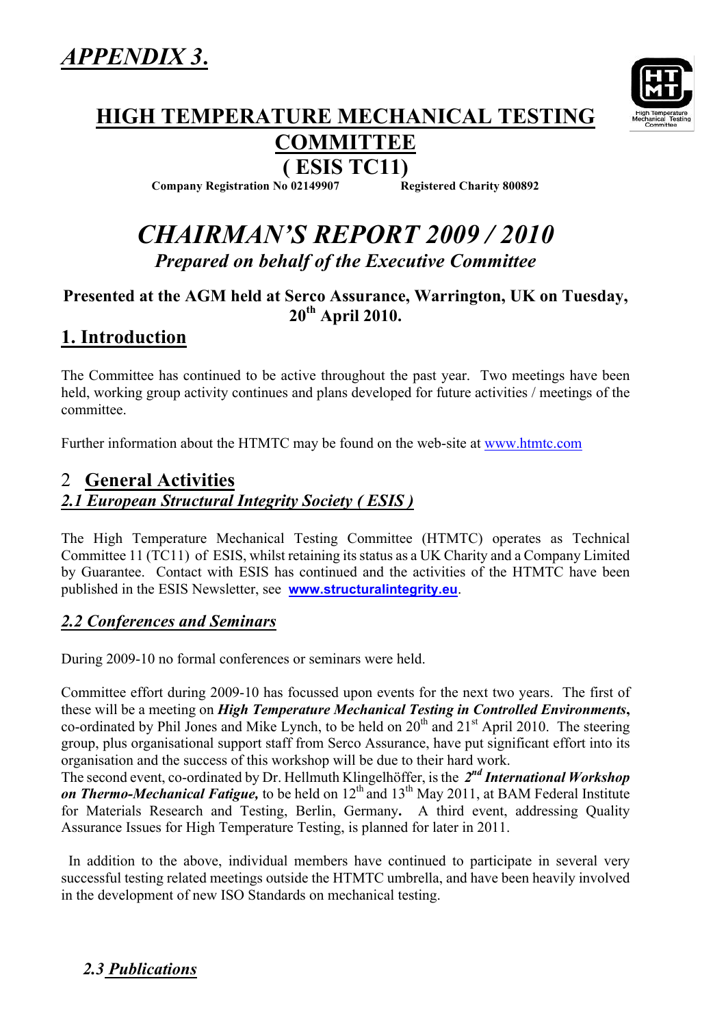# *APPENDIX 3.*

## HIGH TEMPERATURE MECHANICAL TESTING COMMITTEE

## ( ESIS TC11)

**Company Registration No 02149907** **Registered Charity 800892**

# *CHAIRMAN'S REPORT 2009 / 2010*

***Prepared on behalf of the Executive Committee***

**Presented at the AGM held at Serco Assurance, Warrington, UK on Tuesday, 20th April 2010.**

## 1. Introduction

The Committee has continued to be active throughout the past year. Two meetings have been held, working group activity continues and plans developed for future activities / meetings of the committee.

Further information about the HTMTC may be found on the web-site at www.htmtc.com

## 2 General Activities

### *2.1 European Structural Integrity Society ( ESIS )*

The High Temperature Mechanical Testing Committee (HTMTC) operates as Technical Committee 11 (TC11) of ESIS, whilst retaining its status as a UK Charity and a Company Limited by Guarantee. Contact with ESIS has continued and the activities of the HTMTC have been published in the ESIS Newsletter, see **www.structuralintegrity.eu**.

### *2.2 Conferences and Seminars*

During 2009-10 no formal conferences or seminars were held.

Committee effort during 2009-10 has focussed upon events for the next two years. The first of these will be a meeting on ***High Temperature Mechanical Testing in Controlled Environments***, co-ordinated by Phil Jones and Mike Lynch, to be held on 20th and 21st April 2010. The steering group, plus organisational support staff from Serco Assurance, have put significant effort into its organisation and the success of this workshop will be due to their hard work.
The second event, co-ordinated by Dr. Hellmuth Klingelhöffer, is the ***2nd International Workshop on Thermo-Mechanical Fatigue,*** to be held on 12th and 13th May 2011, at BAM Federal Institute for Materials Research and Testing, Berlin, Germany. A third event, addressing Quality Assurance Issues for High Temperature Testing, is planned for later in 2011.

In addition to the above, individual members have continued to participate in several very successful testing related meetings outside the HTMTC umbrella, and have been heavily involved in the development of new ISO Standards on mechanical testing.

### *2.3 Publications*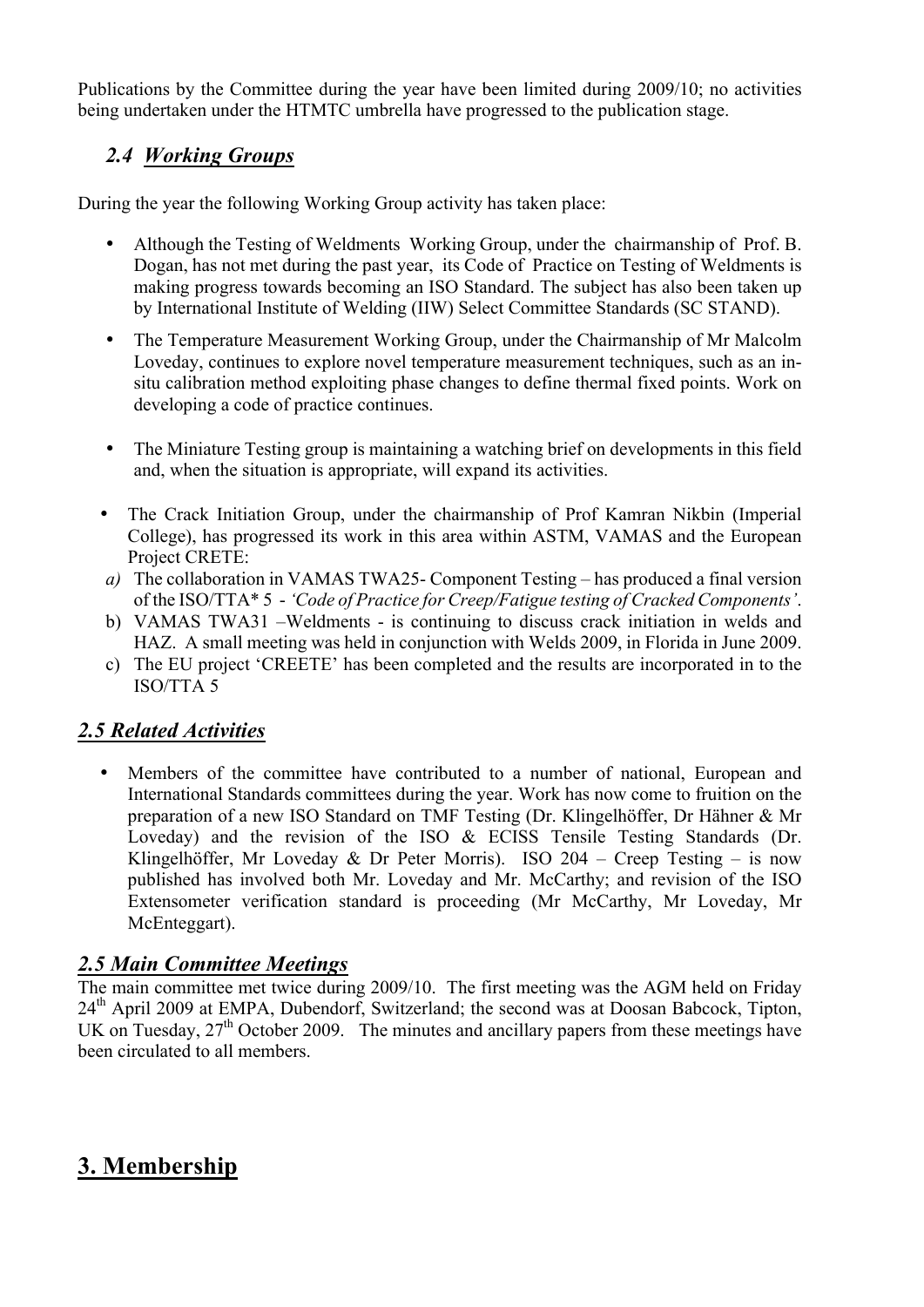Publications by the Committee during the year have been limited during 2009/10; no activities being undertaken under the HTMTC umbrella have progressed to the publication stage.

## *2.4 Working Groups*

During the year the following Working Group activity has taken place:

- Although the Testing of Weldments Working Group, under the chairmanship of Prof. B. Dogan, has not met during the past year, its Code of Practice on Testing of Weldments is making progress towards becoming an ISO Standard. The subject has also been taken up by International Institute of Welding (IIW) Select Committee Standards (SC STAND).
- The Temperature Measurement Working Group, under the Chairmanship of Mr Malcolm Loveday, continues to explore novel temperature measurement techniques, such as an in-situ calibration method exploiting phase changes to define thermal fixed points. Work on developing a code of practice continues.
- The Miniature Testing group is maintaining a watching brief on developments in this field and, when the situation is appropriate, will expand its activities.
- The Crack Initiation Group, under the chairmanship of Prof Kamran Nikbin (Imperial College), has progressed its work in this area within ASTM, VAMAS and the European Project CRETE:

*a)* The collaboration in VAMAS TWA25- Component Testing – has produced a final version of the ISO/TTA* 5 - *'Code of Practice for Creep/Fatigue testing of Cracked Components'*.

b) VAMAS TWA31 –Weldments - is continuing to discuss crack initiation in welds and HAZ. A small meeting was held in conjunction with Welds 2009, in Florida in June 2009.

c) The EU project 'CREETE' has been completed and the results are incorporated in to the ISO/TTA 5

## *2.5 Related Activities*

- Members of the committee have contributed to a number of national, European and International Standards committees during the year. Work has now come to fruition on the preparation of a new ISO Standard on TMF Testing (Dr. Klingelhöffer, Dr Hähner & Mr Loveday) and the revision of the ISO & ECISS Tensile Testing Standards (Dr. Klingelhöffer, Mr Loveday & Dr Peter Morris). ISO 204 – Creep Testing – is now published has involved both Mr. Loveday and Mr. McCarthy; and revision of the ISO Extensometer verification standard is proceeding (Mr McCarthy, Mr Loveday, Mr McEnteggart).

## *2.5 Main Committee Meetings*

The main committee met twice during 2009/10. The first meeting was the AGM held on Friday 24th April 2009 at EMPA, Dubendorf, Switzerland; the second was at Doosan Babcock, Tipton, UK on Tuesday, 27th October 2009. The minutes and ancillary papers from these meetings have been circulated to all members.

# 3. Membership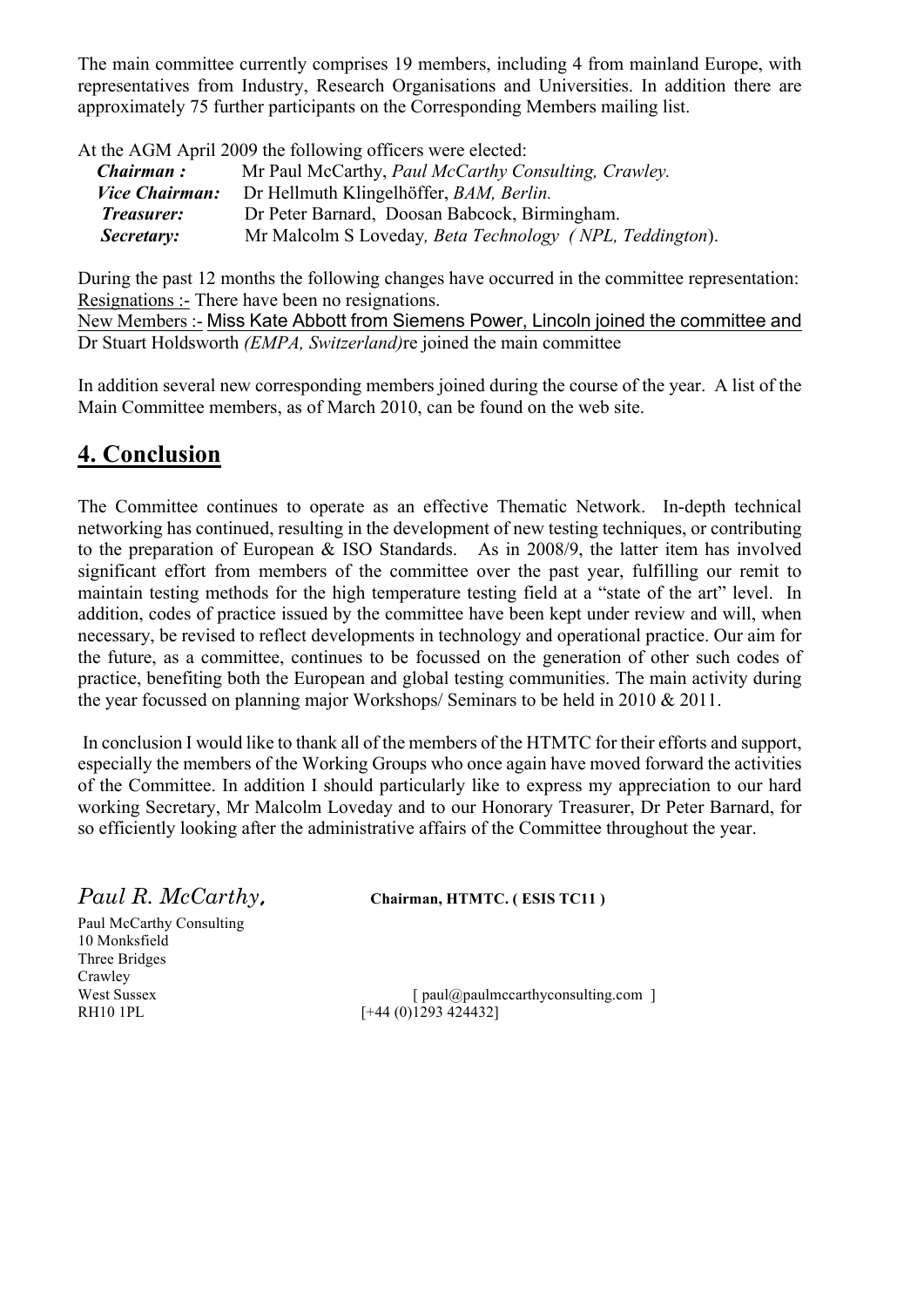The main committee currently comprises 19 members, including 4 from mainland Europe, with representatives from Industry, Research Organisations and Universities. In addition there are approximately 75 further participants on the Corresponding Members mailing list.

At the AGM April 2009 the following officers were elected:

***Chairman :*** Mr Paul McCarthy, *Paul McCarthy Consulting, Crawley.*
***Vice Chairman:*** Dr Hellmuth Klingelhöffer, *BAM, Berlin.*
***Treasurer:*** Dr Peter Barnard, Doosan Babcock, Birmingham.
***Secretary:*** Mr Malcolm S Loveday*, Beta Technology ( NPL, Teddington*).

During the past 12 months the following changes have occurred in the committee representation:
Resignations :- There have been no resignations.
New Members :- Miss Kate Abbott from Siemens Power, Lincoln joined the committee and Dr Stuart Holdsworth *(EMPA, Switzerland)*re joined the main committee

In addition several new corresponding members joined during the course of the year. A list of the Main Committee members, as of March 2010, can be found on the web site.

## 4. Conclusion

The Committee continues to operate as an effective Thematic Network. In-depth technical networking has continued, resulting in the development of new testing techniques, or contributing to the preparation of European & ISO Standards. As in 2008/9, the latter item has involved significant effort from members of the committee over the past year, fulfilling our remit to maintain testing methods for the high temperature testing field at a "state of the art" level. In addition, codes of practice issued by the committee have been kept under review and will, when necessary, be revised to reflect developments in technology and operational practice. Our aim for the future, as a committee, continues to be focussed on the generation of other such codes of practice, benefiting both the European and global testing communities. The main activity during the year focussed on planning major Workshops/ Seminars to be held in 2010 & 2011.

In conclusion I would like to thank all of the members of the HTMTC for their efforts and support, especially the members of the Working Groups who once again have moved forward the activities of the Committee. In addition I should particularly like to express my appreciation to our hard working Secretary, Mr Malcolm Loveday and to our Honorary Treasurer, Dr Peter Barnard, for so efficiently looking after the administrative affairs of the Committee throughout the year.

*Paul R. McCarthy,* **Chairman, HTMTC. ( ESIS TC11 )**

Paul McCarthy Consulting
10 Monksfield
Three Bridges
Crawley
West Sussex [ paul@paulmccarthyconsulting.com ]
RH10 1PL [+44 (0)1293 424432]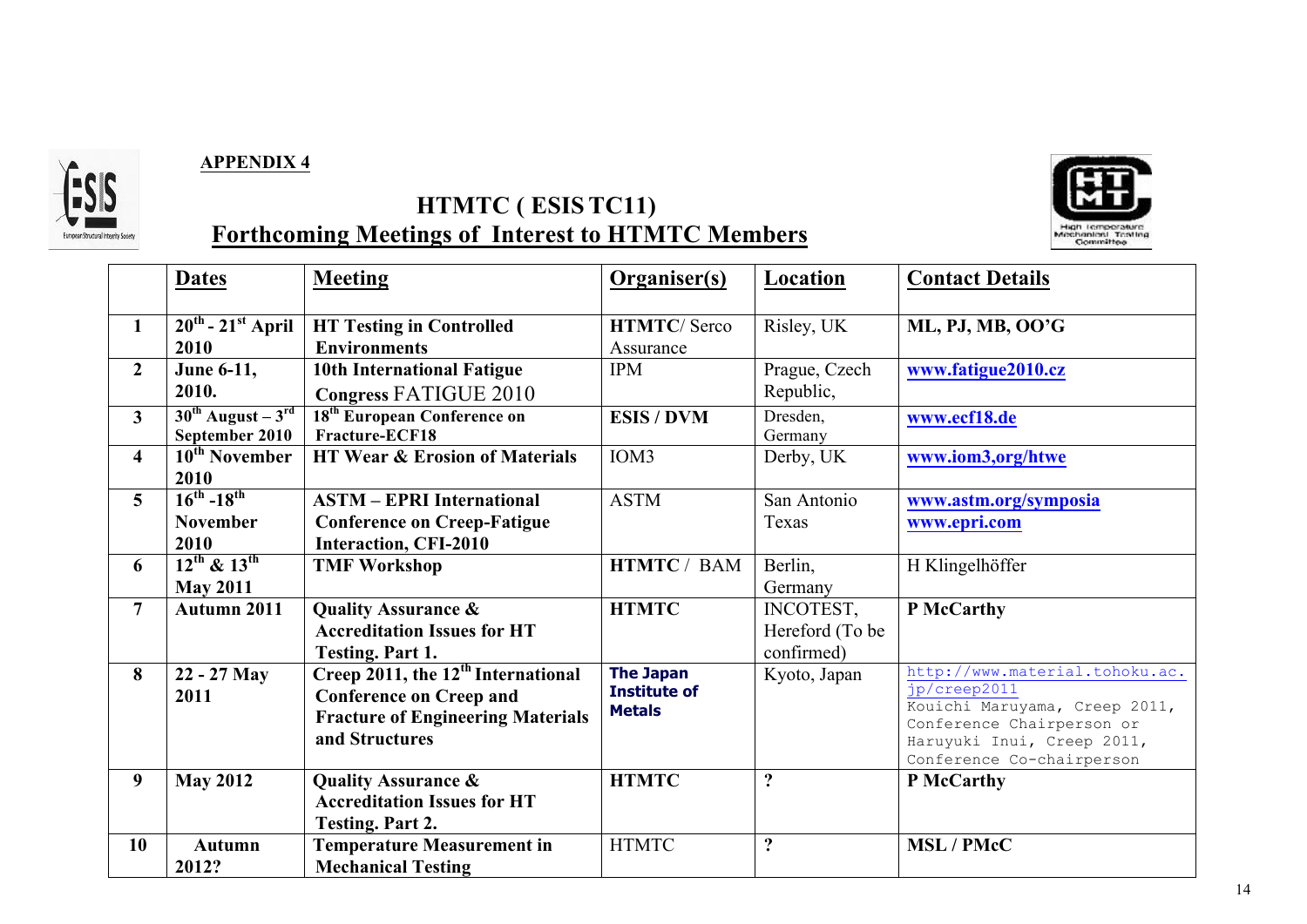**APPENDIX 4**

## HTMTC ( ESIS TC11)
## Forthcoming Meetings of Interest to HTMTC Members

| | Dates | Meeting | Organiser(s) | Location | Contact Details |
|---|---|---|---|---|---|
| 1 | 20th - 21st April 2010 | HT Testing in Controlled Environments | HTMTC/ Serco Assurance | Risley, UK | ML, PJ, MB, OO'G |
| 2 | June 6-11, 2010. | 10th International Fatigue Congress FATIGUE 2010 | IPM | Prague, Czech Republic, | www.fatigue2010.cz |
| 3 | 30th August – 3rd September 2010 | 18th European Conference on Fracture-ECF18 | ESIS / DVM | Dresden, Germany | www.ecf18.de |
| 4 | 10th November 2010 | HT Wear & Erosion of Materials | IOM3 | Derby, UK | www.iom3,org/htwe |
| 5 | 16th -18th November 2010 | ASTM – EPRI International Conference on Creep-Fatigue Interaction, CFI-2010 | ASTM | San Antonio Texas | www.astm.org/symposia www.epri.com |
| 6 | 12th & 13th May 2011 | TMF Workshop | HTMTC / BAM | Berlin, Germany | H Klingelhöffer |
| 7 | Autumn 2011 | Quality Assurance & Accreditation Issues for HT Testing. Part 1. | HTMTC | INCOTEST, Hereford (To be confirmed) | P McCarthy |
| 8 | 22 - 27 May 2011 | Creep 2011, the 12th International Conference on Creep and Fracture of Engineering Materials and Structures | The Japan Institute of Metals | Kyoto, Japan | http://www.material.tohoku.ac.jp/creep2011 Kouichi Maruyama, Creep 2011, Conference Chairperson or Haruyuki Inui, Creep 2011, Conference Co-chairperson |
| 9 | May 2012 | Quality Assurance & Accreditation Issues for HT Testing. Part 2. | HTMTC | ? | P McCarthy |
| 10 | Autumn 2012? | Temperature Measurement in Mechanical Testing | HTMTC | ? | MSL / PMcC |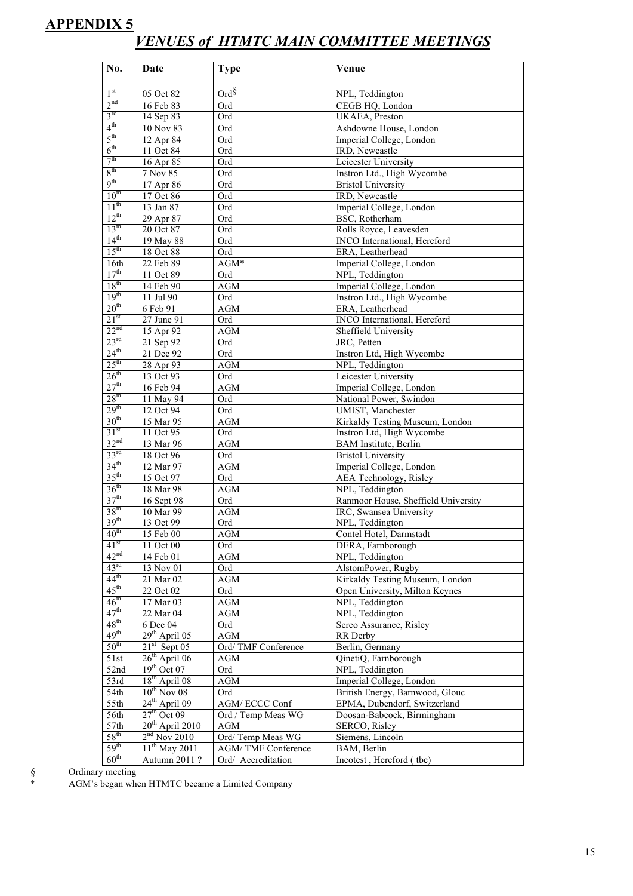## APPENDIX 5

# *VENUES of HTMTC MAIN COMMITTEE MEETINGS*

| No. | Date | Type | Venue |
|---|---|---|---|
| 1st | 05 Oct 82 | Ord§ | NPL, Teddington |
| 2nd | 16 Feb 83 | Ord | CEGB HQ, London |
| 3rd | 14 Sep 83 | Ord | UKAEA, Preston |
| 4th | 10 Nov 83 | Ord | Ashdowne House, London |
| 5th | 12 Apr 84 | Ord | Imperial College, London |
| 6th | 11 Oct 84 | Ord | IRD, Newcastle |
| 7th | 16 Apr 85 | Ord | Leicester University |
| 8th | 7 Nov 85 | Ord | Instron Ltd., High Wycombe |
| 9th | 17 Apr 86 | Ord | Bristol University |
| 10th | 17 Oct 86 | Ord | IRD, Newcastle |
| 11th | 13 Jan 87 | Ord | Imperial College, London |
| 12th | 29 Apr 87 | Ord | BSC, Rotherham |
| 13th | 20 Oct 87 | Ord | Rolls Royce, Leavesden |
| 14th | 19 May 88 | Ord | INCO International, Hereford |
| 15th | 18 Oct 88 | Ord | ERA, Leatherhead |
| 16th | 22 Feb 89 | AGM* | Imperial College, London |
| 17th | 11 Oct 89 | Ord | NPL, Teddington |
| 18th | 14 Feb 90 | AGM | Imperial College, London |
| 19th | 11 Jul 90 | Ord | Instron Ltd., High Wycombe |
| 20th | 6 Feb 91 | AGM | ERA, Leatherhead |
| 21st | 27 June 91 | Ord | INCO International, Hereford |
| 22nd | 15 Apr 92 | AGM | Sheffield University |
| 23rd | 21 Sep 92 | Ord | JRC, Petten |
| 24th | 21 Dec 92 | Ord | Instron Ltd, High Wycombe |
| 25th | 28 Apr 93 | AGM | NPL, Teddington |
| 26th | 13 Oct 93 | Ord | Leicester University |
| 27th | 16 Feb 94 | AGM | Imperial College, London |
| 28th | 11 May 94 | Ord | National Power, Swindon |
| 29th | 12 Oct 94 | Ord | UMIST, Manchester |
| 30th | 15 Mar 95 | AGM | Kirkaldy Testing Museum, London |
| 31st | 11 Oct 95 | Ord | Instron Ltd, High Wycombe |
| 32nd | 13 Mar 96 | AGM | BAM Institute, Berlin |
| 33rd | 18 Oct 96 | Ord | Bristol University |
| 34th | 12 Mar 97 | AGM | Imperial College, London |
| 35th | 15 Oct 97 | Ord | AEA Technology, Risley |
| 36th | 18 Mar 98 | AGM | NPL, Teddington |
| 37th | 16 Sept 98 | Ord | Ranmoor House, Sheffield University |
| 38th | 10 Mar 99 | AGM | IRC, Swansea University |
| 39th | 13 Oct 99 | Ord | NPL, Teddington |
| 40th | 15 Feb 00 | AGM | Contel Hotel, Darmstadt |
| 41st | 11 Oct 00 | Ord | DERA, Farnborough |
| 42nd | 14 Feb 01 | AGM | NPL, Teddington |
| 43rd | 13 Nov 01 | Ord | AlstomPower, Rugby |
| 44th | 21 Mar 02 | AGM | Kirkaldy Testing Museum, London |
| 45th | 22 Oct 02 | Ord | Open University, Milton Keynes |
| 46th | 17 Mar 03 | AGM | NPL, Teddington |
| 47th | 22 Mar 04 | AGM | NPL, Teddington |
| 48th | 6 Dec 04 | Ord | Serco Assurance, Risley |
| 49th | 29th April 05 | AGM | RR Derby |
| 50th | 21st Sept 05 | Ord/ TMF Conference | Berlin, Germany |
| 51st | 26th April 06 | AGM | QinetiQ, Farnborough |
| 52nd | 19th Oct 07 | Ord | NPL, Teddington |
| 53rd | 18th April 08 | AGM | Imperial College, London |
| 54th | 10th Nov 08 | Ord | British Energy, Barnwood, Glouc |
| 55th | 24th April 09 | AGM/ ECCC Conf | EPMA, Dubendorf, Switzerland |
| 56th | 27th Oct 09 | Ord / Temp Meas WG | Doosan-Babcock, Birmingham |
| 57th | 20th April 2010 | AGM | SERCO, Risley |
| 58th | 2nd Nov 2010 | Ord/ Temp Meas WG | Siemens, Lincoln |
| 59th | 11th May 2011 | AGM/ TMF Conference | BAM, Berlin |
| 60th | Autumn 2011 ? | Ord/ Accreditation | Incotest , Hereford ( tbc) |

§ Ordinary meeting

* AGM's began when HTMTC became a Limited Company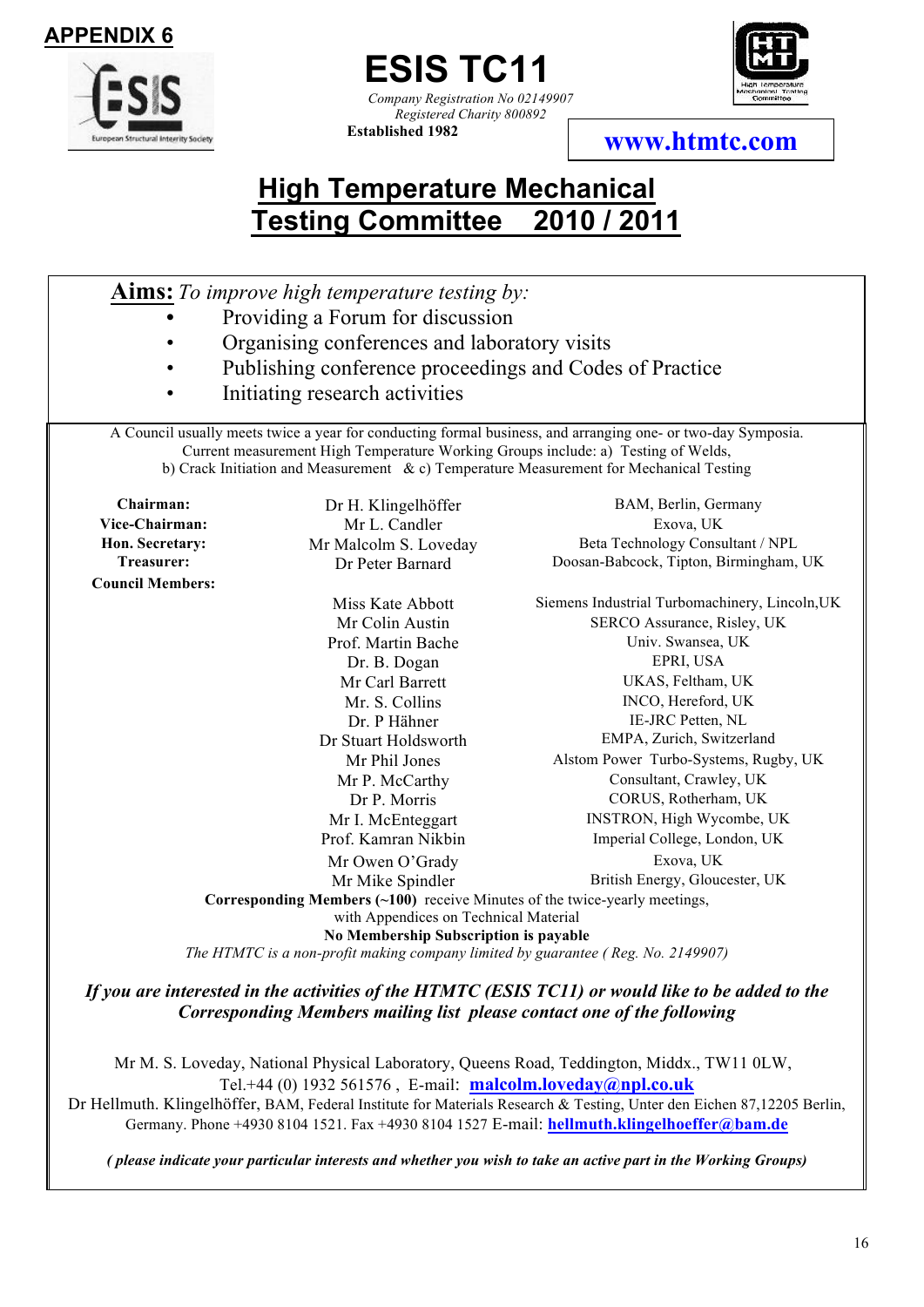**APPENDIX 6**

# ESIS TC11

*Company Registration No 02149907*
*Registered Charity 800892*
**Established 1982**

**www.htmtc.com**

# High Temperature Mechanical Testing Committee 2010 / 2011

**Aims:** *To improve high temperature testing by:*

- Providing a Forum for discussion
- Organising conferences and laboratory visits
- Publishing conference proceedings and Codes of Practice
- Initiating research activities

A Council usually meets twice a year for conducting formal business, and arranging one- or two-day Symposia. Current measurement High Temperature Working Groups include: a) Testing of Welds, b) Crack Initiation and Measurement & c) Temperature Measurement for Mechanical Testing

| | | |
|---|---|---|
| **Chairman:** | Dr H. Klingelhöffer | BAM, Berlin, Germany |
| **Vice-Chairman:** | Mr L. Candler | Exova, UK |
| **Hon. Secretary:** | Mr Malcolm S. Loveday | Beta Technology Consultant / NPL |
| **Treasurer:** | Dr Peter Barnard | Doosan-Babcock, Tipton, Birmingham, UK |
| **Council Members:** | | |
| | Miss Kate Abbott | Siemens Industrial Turbomachinery, Lincoln,UK |
| | Mr Colin Austin | SERCO Assurance, Risley, UK |
| | Prof. Martin Bache | Univ. Swansea, UK |
| | Dr. B. Dogan | EPRI, USA |
| | Mr Carl Barrett | UKAS, Feltham, UK |
| | Mr. S. Collins | INCO, Hereford, UK |
| | Dr. P Hähner | IE-JRC Petten, NL |
| | Dr Stuart Holdsworth | EMPA, Zurich, Switzerland |
| | Mr Phil Jones | Alstom Power Turbo-Systems, Rugby, UK |
| | Mr P. McCarthy | Consultant, Crawley, UK |
| | Dr P. Morris | CORUS, Rotherham, UK |
| | Mr I. McEnteggart | INSTRON, High Wycombe, UK |
| | Prof. Kamran Nikbin | Imperial College, London, UK |
| | Mr Owen O'Grady | Exova, UK |
| | Mr Mike Spindler | British Energy, Gloucester, UK |

**Corresponding Members (~100)** receive Minutes of the twice-yearly meetings, with Appendices on Technical Material

**No Membership Subscription is payable**

*The HTMTC is a non-profit making company limited by guarantee ( Reg. No. 2149907)*

***If you are interested in the activities of the HTMTC (ESIS TC11) or would like to be added to the Corresponding Members mailing list please contact one of the following***

Mr M. S. Loveday, National Physical Laboratory, Queens Road, Teddington, Middx., TW11 0LW, Tel.+44 (0) 1932 561576 , E-mail: **malcolm.loveday@npl.co.uk**

Dr Hellmuth. Klingelhöffer, BAM, Federal Institute for Materials Research & Testing, Unter den Eichen 87,12205 Berlin, Germany. Phone +4930 8104 1521. Fax +4930 8104 1527 E-mail: **hellmuth.klingelhoeffer@bam.de**

***( please indicate your particular interests and whether you wish to take an active part in the Working Groups)***